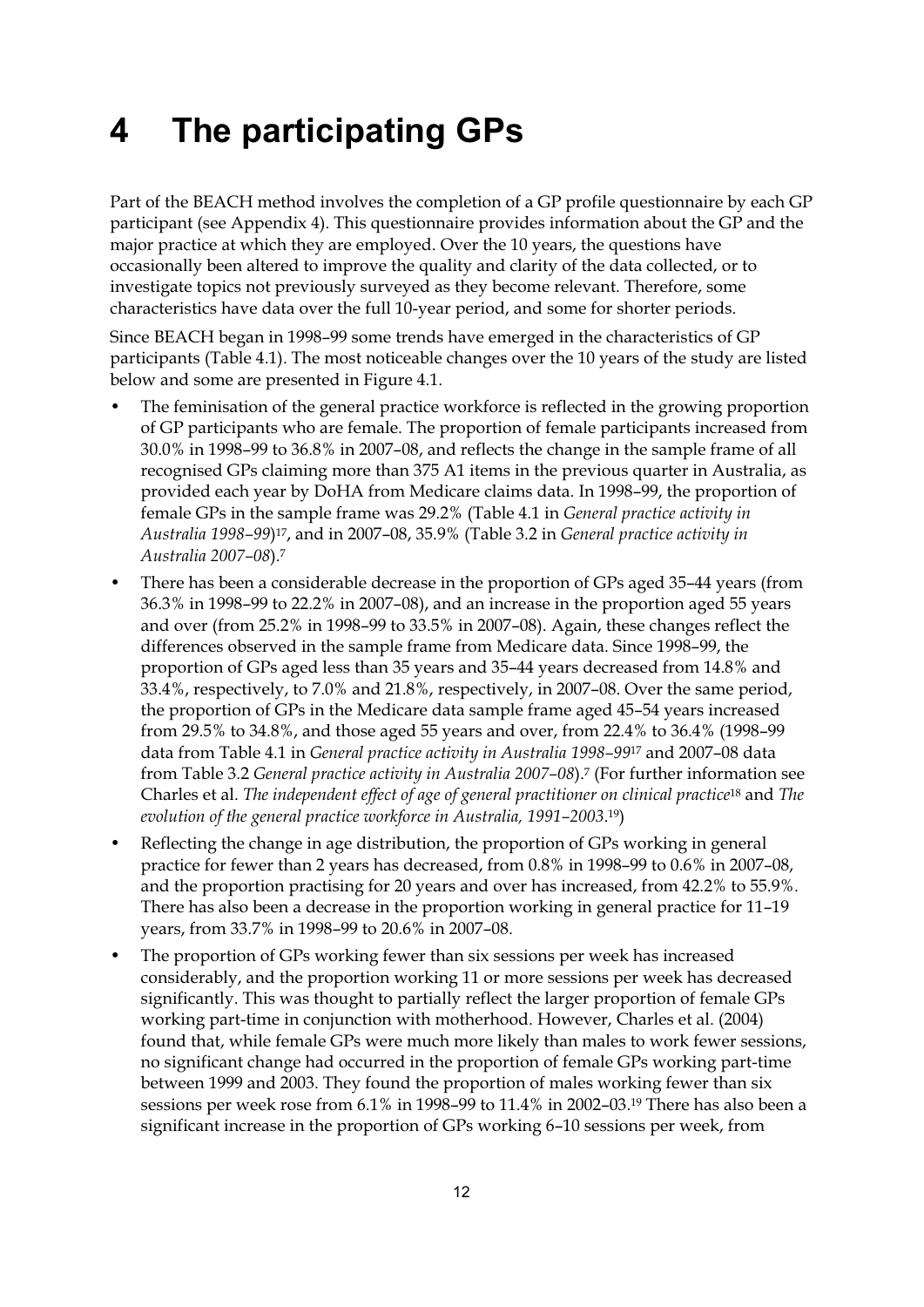# 4 The participating GPs

Part of the BEACH method involves the completion of a GP profile questionnaire by each GP participant (see Appendix 4). This questionnaire provides information about the GP and the major practice at which they are employed. Over the 10 years, the questions have occasionally been altered to improve the quality and clarity of the data collected, or to investigate topics not previously surveyed as they become relevant. Therefore, some characteristics have data over the full 10-year period, and some for shorter periods.

Since BEACH began in 1998–99 some trends have emerged in the characteristics of GP participants (Table 4.1). The most noticeable changes over the 10 years of the study are listed below and some are presented in Figure 4.1.

- The feminisation of the general practice workforce is reflected in the growing proportion of GP participants who are female. The proportion of female participants increased from 30.0% in 1998–99 to 36.8% in 2007–08, and reflects the change in the sample frame of all recognised GPs claiming more than 375 A1 items in the previous quarter in Australia, as provided each year by DoHA from Medicare claims data. In 1998–99, the proportion of female GPs in the sample frame was 29.2% (Table 4.1 in *General practice activity in Australia 1998–99*)[17], and in 2007–08, 35.9% (Table 3.2 in *General practice activity in Australia 2007–08*).[7]
- There has been a considerable decrease in the proportion of GPs aged 35–44 years (from 36.3% in 1998–99 to 22.2% in 2007–08), and an increase in the proportion aged 55 years and over (from 25.2% in 1998–99 to 33.5% in 2007–08). Again, these changes reflect the differences observed in the sample frame from Medicare data. Since 1998–99, the proportion of GPs aged less than 35 years and 35–44 years decreased from 14.8% and 33.4%, respectively, to 7.0% and 21.8%, respectively, in 2007–08. Over the same period, the proportion of GPs in the Medicare data sample frame aged 45–54 years increased from 29.5% to 34.8%, and those aged 55 years and over, from 22.4% to 36.4% (1998–99 data from Table 4.1 in *General practice activity in Australia 1998–99*[17] and 2007–08 data from Table 3.2 *General practice activity in Australia 2007–08*).[7] (For further information see Charles et al. *The independent effect of age of general practitioner on clinical practice*[18] and *The evolution of the general practice workforce in Australia, 1991–2003*.[19])
- Reflecting the change in age distribution, the proportion of GPs working in general practice for fewer than 2 years has decreased, from 0.8% in 1998–99 to 0.6% in 2007–08, and the proportion practising for 20 years and over has increased, from 42.2% to 55.9%. There has also been a decrease in the proportion working in general practice for 11–19 years, from 33.7% in 1998–99 to 20.6% in 2007–08.
- The proportion of GPs working fewer than six sessions per week has increased considerably, and the proportion working 11 or more sessions per week has decreased significantly. This was thought to partially reflect the larger proportion of female GPs working part-time in conjunction with motherhood. However, Charles et al. (2004) found that, while female GPs were much more likely than males to work fewer sessions, no significant change had occurred in the proportion of female GPs working part-time between 1999 and 2003. They found the proportion of males working fewer than six sessions per week rose from 6.1% in 1998–99 to 11.4% in 2002–03.[19] There has also been a significant increase in the proportion of GPs working 6–10 sessions per week, from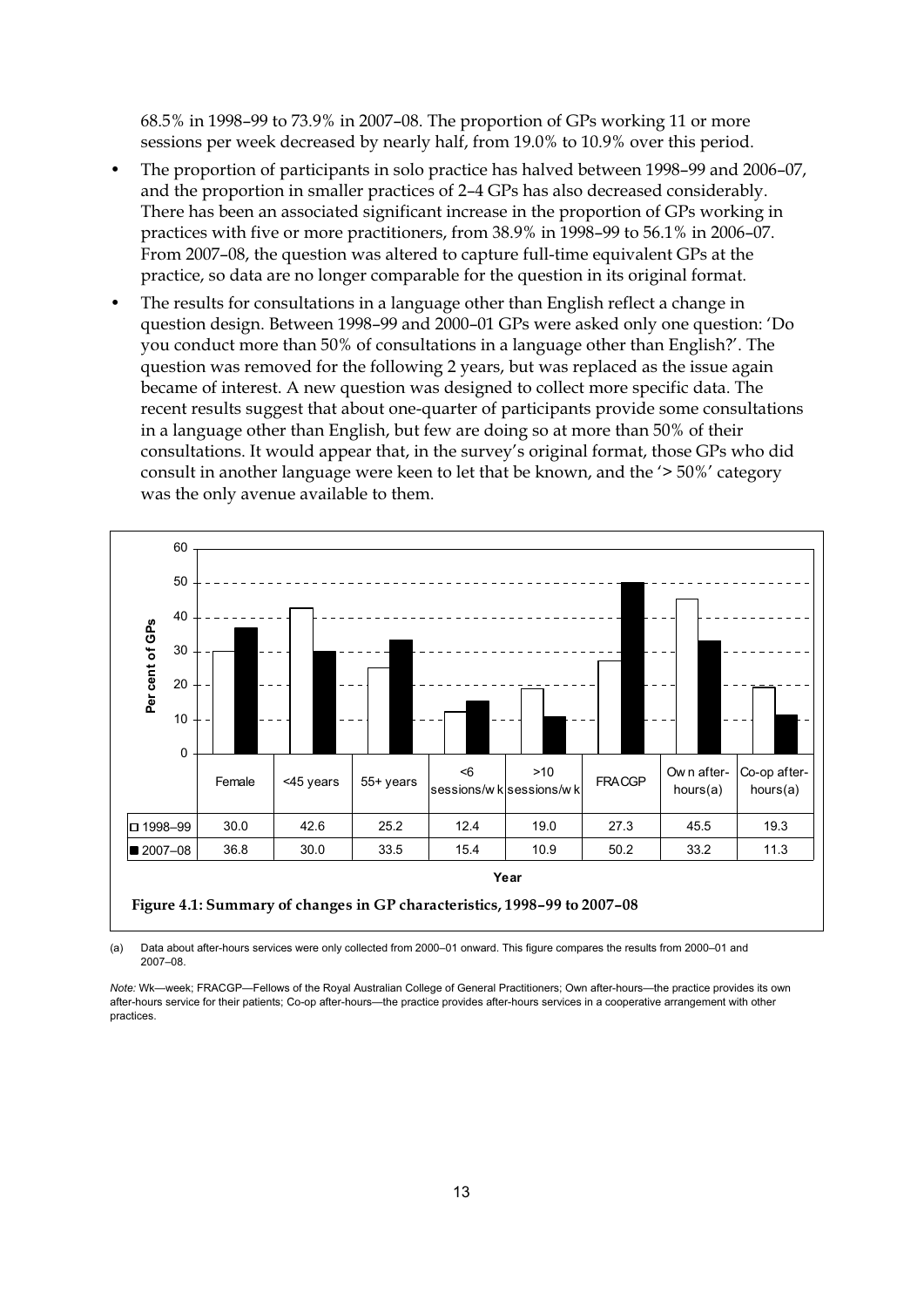68.5% in 1998–99 to 73.9% in 2007–08. The proportion of GPs working 11 or more sessions per week decreased by nearly half, from 19.0% to 10.9% over this period.

- The proportion of participants in solo practice has halved between 1998–99 and 2006–07, and the proportion in smaller practices of 2–4 GPs has also decreased considerably. There has been an associated significant increase in the proportion of GPs working in practices with five or more practitioners, from 38.9% in 1998–99 to 56.1% in 2006–07. From 2007–08, the question was altered to capture full-time equivalent GPs at the practice, so data are no longer comparable for the question in its original format.
- The results for consultations in a language other than English reflect a change in question design. Between 1998–99 and 2000–01 GPs were asked only one question: 'Do you conduct more than 50% of consultations in a language other than English?'. The question was removed for the following 2 years, but was replaced as the issue again became of interest. A new question was designed to collect more specific data. The recent results suggest that about one-quarter of participants provide some consultations in a language other than English, but few are doing so at more than 50% of their consultations. It would appear that, in the survey's original format, those GPs who did consult in another language were keen to let that be known, and the '> 50%' category was the only avenue available to them.

| | Female | <45 years | 55+ years | <6 sessions/wk | >10 sessions/wk | FRACGP | Own after-hours(a) | Co-op after-hours(a) |
|---|---|---|---|---|---|---|---|---|
| 1998–99 | 30.0 | 42.6 | 25.2 | 12.4 | 19.0 | 27.3 | 45.5 | 19.3 |
| 2007–08 | 36.8 | 30.0 | 33.5 | 15.4 | 10.9 | 50.2 | 33.2 | 11.3 |

**Figure 4.1: Summary of changes in GP characteristics, 1998–99 to 2007–08**

(a) Data about after-hours services were only collected from 2000–01 onward. This figure compares the results from 2000–01 and 2007–08.

*Note:* Wk—week; FRACGP—Fellows of the Royal Australian College of General Practitioners; Own after-hours—the practice provides its own after-hours service for their patients; Co-op after-hours—the practice provides after-hours services in a cooperative arrangement with other practices.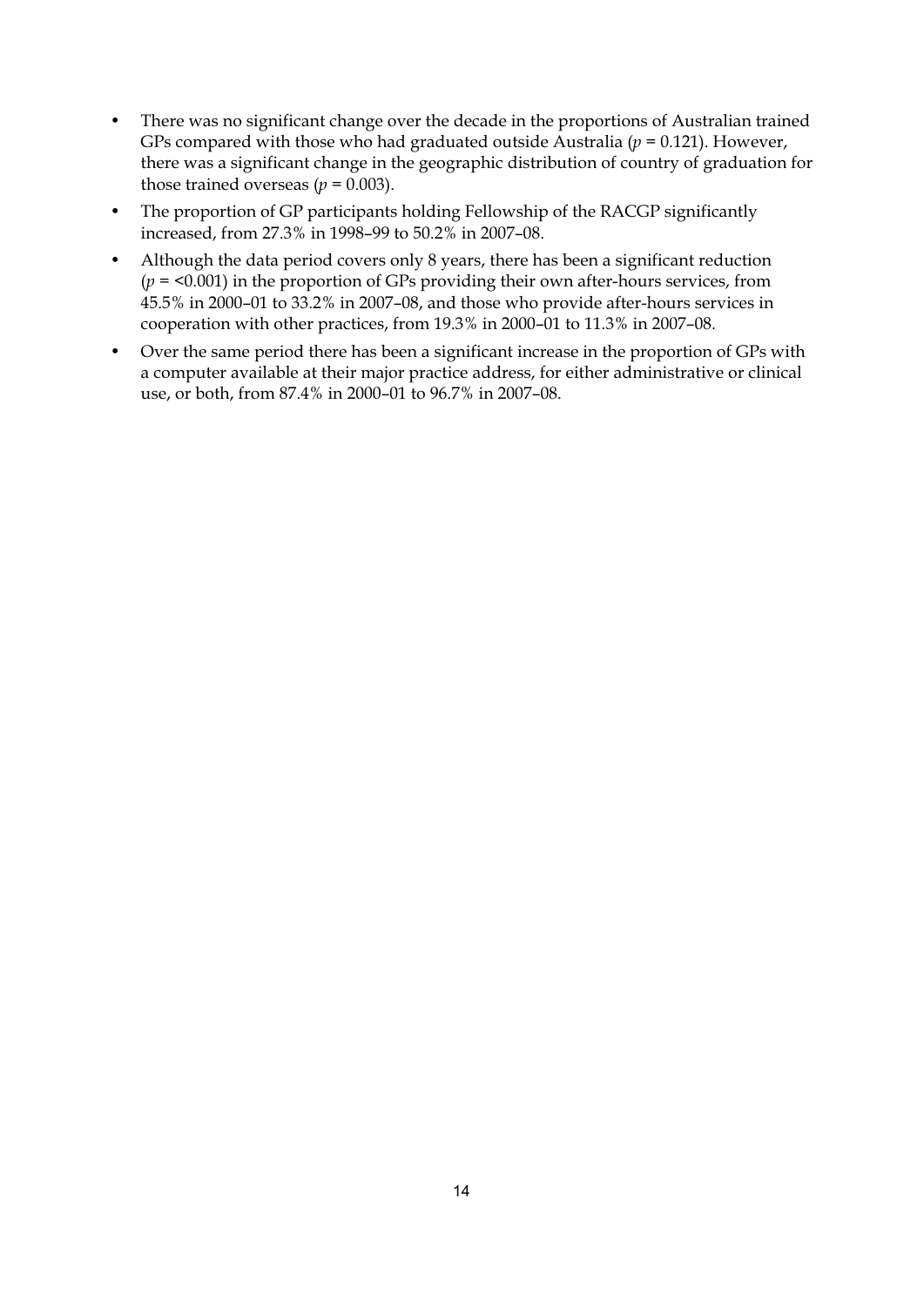- There was no significant change over the decade in the proportions of Australian trained GPs compared with those who had graduated outside Australia ($p = 0.121$). However, there was a significant change in the geographic distribution of country of graduation for those trained overseas ($p = 0.003$).
- The proportion of GP participants holding Fellowship of the RACGP significantly increased, from 27.3% in 1998–99 to 50.2% in 2007–08.
- Although the data period covers only 8 years, there has been a significant reduction ($p = <0.001$) in the proportion of GPs providing their own after-hours services, from 45.5% in 2000–01 to 33.2% in 2007–08, and those who provide after-hours services in cooperation with other practices, from 19.3% in 2000–01 to 11.3% in 2007–08.
- Over the same period there has been a significant increase in the proportion of GPs with a computer available at their major practice address, for either administrative or clinical use, or both, from 87.4% in 2000–01 to 96.7% in 2007–08.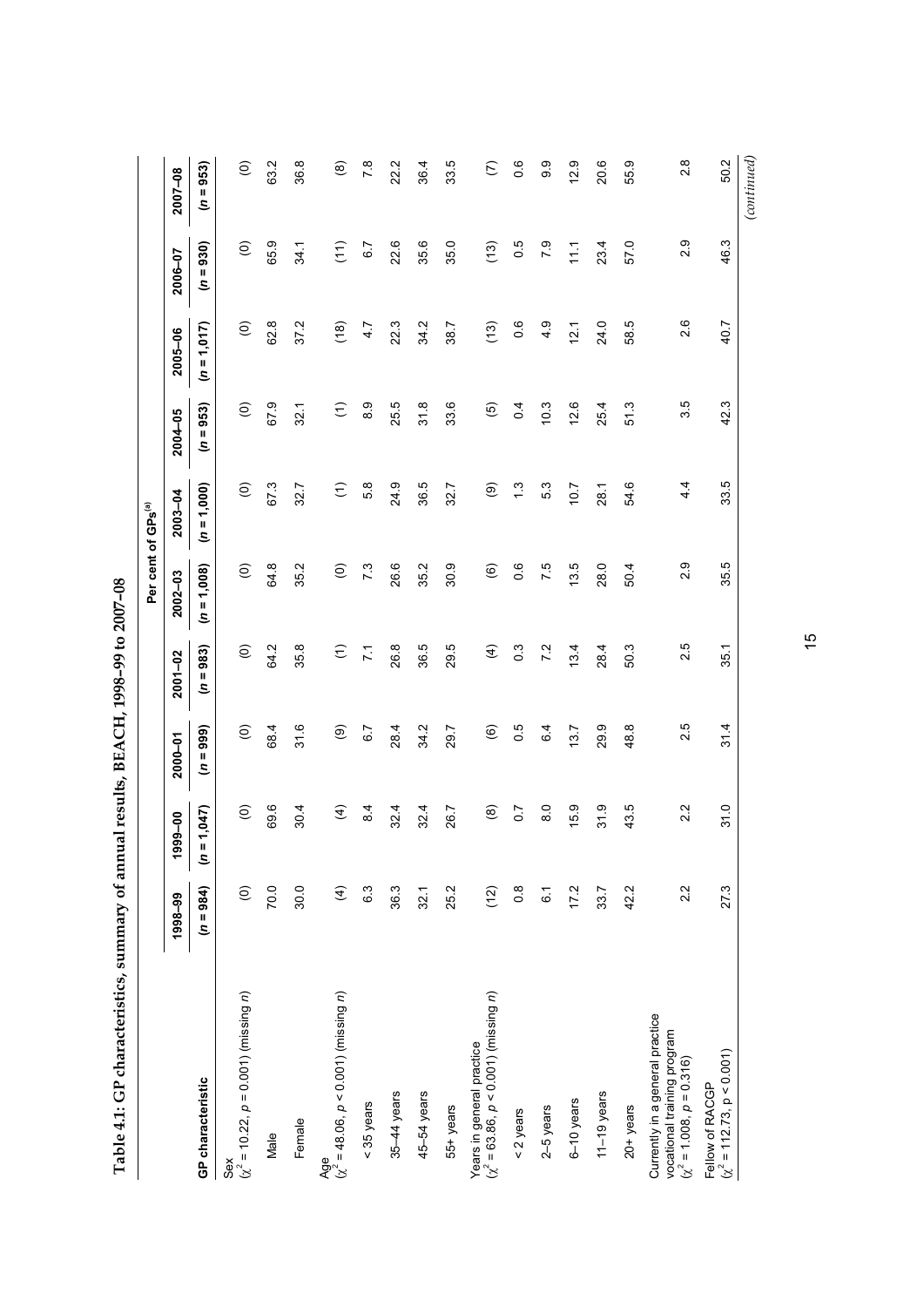**Table 4.1: GP characteristics, summary of annual results, BEACH, 1998–99 to 2007–08**

| | Per cent of GPs[(a)] | | | | | | | | | |
|---|---|---|---|---|---|---|---|---|---|---|
| **GP characteristic** | **1998–99** ($n$ = 984) | **1999–00** ($n$ = 1,047) | **2000–01** ($n$ = 999) | **2001–02** ($n$ = 983) | **2002–03** ($n$ = 1,008) | **2003–04** ($n$ = 1,000) | **2004–05** ($n$ = 953) | **2005–06** ($n$ = 1,017) | **2006–07** ($n$ = 930) | **2007–08** ($n$ = 953) |
| Sex ($\chi^2 = 10.22$, $p = 0.001$) (missing $n$) | (0) | (0) | (0) | (0) | (0) | (0) | (0) | (0) | (0) | (0) |
| Male | 70.0 | 69.6 | 68.4 | 64.2 | 64.8 | 67.3 | 67.9 | 62.8 | 65.9 | 63.2 |
| Female | 30.0 | 30.4 | 31.6 | 35.8 | 35.2 | 32.7 | 32.1 | 37.2 | 34.1 | 36.8 |
| Age ($\chi^2 = 48.06$, $p < 0.001$) (missing $n$) | (4) | (4) | (9) | (1) | (0) | (1) | (1) | (18) | (11) | (8) |
| < 35 years | 6.3 | 8.4 | 6.7 | 7.1 | 7.3 | 5.8 | 8.9 | 4.7 | 6.7 | 7.8 |
| 35–44 years | 36.3 | 32.4 | 28.4 | 26.8 | 26.6 | 24.9 | 25.5 | 22.3 | 22.6 | 22.2 |
| 45–54 years | 32.1 | 32.4 | 34.2 | 36.5 | 35.2 | 36.5 | 31.8 | 34.2 | 35.6 | 36.4 |
| 55+ years | 25.2 | 26.7 | 29.7 | 29.5 | 30.9 | 32.7 | 33.6 | 38.7 | 35.0 | 33.5 |
| Years in general practice ($\chi^2 = 63.86$, $p < 0.001$) (missing $n$) | (12) | (8) | (6) | (4) | (6) | (9) | (5) | (13) | (13) | (7) |
| < 2 years | 0.8 | 0.7 | 0.5 | 0.3 | 0.6 | 1.3 | 0.4 | 0.6 | 0.5 | 0.6 |
| 2–5 years | 6.1 | 8.0 | 6.4 | 7.2 | 7.5 | 5.3 | 10.3 | 4.9 | 7.9 | 9.9 |
| 6–10 years | 17.2 | 15.9 | 13.7 | 13.4 | 13.5 | 10.7 | 12.6 | 12.1 | 11.1 | 12.9 |
| 11–19 years | 33.7 | 31.9 | 29.9 | 28.4 | 28.0 | 28.1 | 25.4 | 24.0 | 23.4 | 20.6 |
| 20+ years | 42.2 | 43.5 | 48.8 | 50.3 | 50.4 | 54.6 | 51.3 | 58.5 | 57.0 | 55.9 |
| Currently in a general practice vocational training program ($\chi^2 = 1.008$, $p = 0.316$) | 2.2 | 2.2 | 2.5 | 2.5 | 2.9 | 4.4 | 3.5 | 2.6 | 2.9 | 2.8 |
| Fellow of RACGP ($\chi^2 = 112.73$, $p < 0.001$) | 27.3 | 31.0 | 31.4 | 35.1 | 35.5 | 33.5 | 42.3 | 40.7 | 46.3 | 50.2 |

*(continued)*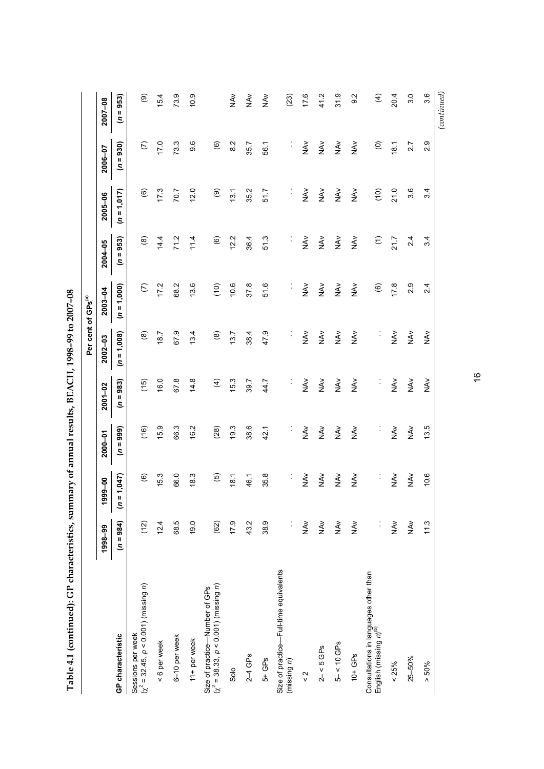**Table 4.1 (continued): GP characteristics, summary of annual results, BEACH, 1998–99 to 2007–08**

| | Per cent of GPs[(a)] | | | | | | | | | |
|---|---|---|---|---|---|---|---|---|---|---|
| | 1998–99 | 1999–00 | 2000–01 | 2001–02 | 2002–03 | 2003–04 | 2004–05 | 2005–06 | 2006–07 | 2007–08 |
| **GP characteristic** | ($n$ = 984) | ($n$ = 1,047) | ($n$ = 999) | ($n$ = 983) | ($n$ = 1,008) | ($n$ = 1,000) | ($n$ = 953) | ($n$ = 1,017) | ($n$ = 930) | ($n$ = 953) |
| Sessions per week ($\chi^2$ = 32.45, $p$ < 0.001) (missing $n$) | (12) | (6) | (16) | (15) | (8) | (7) | (8) | (6) | (7) | (9) |
| < 6 per week | 12.4 | 15.3 | 15.9 | 16.0 | 18.7 | 17.2 | 14.4 | 17.3 | 17.0 | 15.4 |
| 6–10 per week | 68.5 | 66.0 | 66.3 | 67.8 | 67.9 | 68.2 | 71.2 | 70.7 | 73.3 | 73.9 |
| 11+ per week | 19.0 | 18.3 | 16.2 | 14.8 | 13.4 | 13.6 | 11.4 | 12.0 | 9.6 | 10.9 |
| Size of practice—Number of GPs ($\chi^2$ = 38.33, $p$ < 0.001) (missing $n$) | (62) | (5) | (28) | (4) | (8) | (10) | (6) | (9) | (6) | |
| Solo | 17.9 | 18.1 | 19.3 | 15.3 | 13.7 | 10.6 | 12.2 | 13.1 | 8.2 | NAv |
| 2–4 GPs | 43.2 | 46.1 | 38.6 | 39.7 | 38.4 | 37.8 | 36.4 | 35.2 | 35.7 | NAv |
| 5+ GPs | 38.9 | 35.8 | 42.1 | 44.7 | 47.9 | 51.6 | 51.3 | 51.7 | 56.1 | NAv |
| Size of practice—Full-time equivalents (missing $n$) | . . | . . | . . | . . | . . | . . | . . | . . | . . | (23) |
| < 2 | NAv | NAv | NAv | NAv | NAv | NAv | NAv | NAv | NAv | 17.6 |
| 2– < 5 GPs | NAv | NAv | NAv | NAv | NAv | NAv | NAv | NAv | NAv | 41.2 |
| 5– < 10 GPs | NAv | NAv | NAv | NAv | NAv | NAv | NAv | NAv | NAv | 31.9 |
| 10+ GPs | NAv | NAv | NAv | NAv | NAv | NAv | NAv | NAv | NAv | 9.2 |
| Consultations in languages other than English (missing $n$)[(b)] | . . | . . | . . | . . | . . | (6) | (1) | (10) | (0) | (4) |
| < 25% | NAv | NAv | NAv | NAv | NAv | 17.8 | 21.7 | 21.0 | 18.1 | 20.4 |
| 25–50% | NAv | NAv | NAv | NAv | NAv | 2.9 | 2.4 | 3.6 | 2.7 | 3.0 |
| > 50% | 11.3 | 10.6 | 13.5 | NAv | NAv | 2.4 | 3.4 | 3.4 | 2.9 | 3.6 |

*(continued)*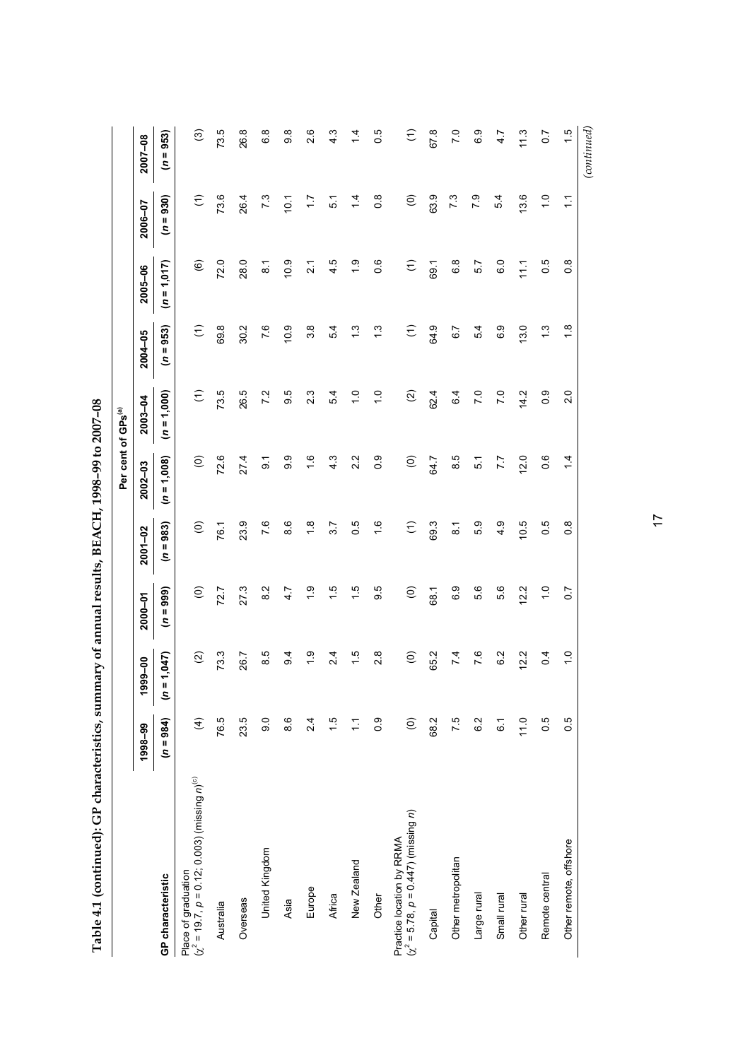**Table 4.1 (continued): GP characteristics, summary of annual results, BEACH, 1998–99 to 2007–08**

| | Per cent of GPs[(a)] | | | | | | | | | |
|---|---|---|---|---|---|---|---|---|---|---|
| **GP characteristic** | **1998–99** ($n$ = 984) | **1999–00** ($n$ = 1,047) | **2000–01** ($n$ = 999) | **2001–02** ($n$ = 983) | **2002–03** ($n$ = 1,008) | **2003–04** ($n$ = 1,000) | **2004–05** ($n$ = 953) | **2005–06** ($n$ = 1,017) | **2006–07** ($n$ = 930) | **2007–08** ($n$ = 953) |
| Place of graduation ($\chi^2$ = 19.7, $p$ = 0.12; 0.003) (missing $n$)[(c)] | (4) | (2) | (0) | (0) | (0) | (1) | (1) | (6) | (1) | (3) |
| Australia | 76.5 | 73.3 | 72.7 | 76.1 | 72.6 | 73.5 | 69.8 | 72.0 | 73.6 | 73.5 |
| Overseas | 23.5 | 26.7 | 27.3 | 23.9 | 27.4 | 26.5 | 30.2 | 28.0 | 26.4 | 26.8 |
| United Kingdom | 9.0 | 8.5 | 8.2 | 7.6 | 9.1 | 7.2 | 7.6 | 8.1 | 7.3 | 6.8 |
| Asia | 8.6 | 9.4 | 4.7 | 8.6 | 9.9 | 9.5 | 10.9 | 10.9 | 10.1 | 9.8 |
| Europe | 2.4 | 1.9 | 1.9 | 1.8 | 1.6 | 2.3 | 3.8 | 2.1 | 1.7 | 2.6 |
| Africa | 1.5 | 2.4 | 1.5 | 3.7 | 4.3 | 5.4 | 5.4 | 4.5 | 5.1 | 4.3 |
| New Zealand | 1.1 | 1.5 | 1.5 | 0.5 | 2.2 | 1.0 | 1.3 | 1.9 | 1.4 | 1.4 |
| Other | 0.9 | 2.8 | 9.5 | 1.6 | 0.9 | 1.0 | 1.3 | 0.6 | 0.8 | 0.5 |
| Practice location by RRMA ($\chi^2$ = 5.78, $p$ = 0.447) (missing $n$) | (0) | (0) | (0) | (1) | (0) | (2) | (1) | (1) | (0) | (1) |
| Capital | 68.2 | 65.2 | 68.1 | 69.3 | 64.7 | 62.4 | 64.9 | 69.1 | 63.9 | 67.8 |
| Other metropolitan | 7.5 | 7.4 | 6.9 | 8.1 | 8.5 | 6.4 | 6.7 | 6.8 | 7.3 | 7.0 |
| Large rural | 6.2 | 7.6 | 5.6 | 5.9 | 5.1 | 7.0 | 5.4 | 5.7 | 7.9 | 6.9 |
| Small rural | 6.1 | 6.2 | 5.6 | 4.9 | 7.7 | 7.0 | 6.9 | 6.0 | 5.4 | 4.7 |
| Other rural | 11.0 | 12.2 | 12.2 | 10.5 | 12.0 | 14.2 | 13.0 | 11.1 | 13.6 | 11.3 |
| Remote central | 0.5 | 0.4 | 1.0 | 0.5 | 0.6 | 0.9 | 1.3 | 0.5 | 1.0 | 0.7 |
| Other remote, offshore | 0.5 | 1.0 | 0.7 | 0.8 | 1.4 | 2.0 | 1.8 | 0.8 | 1.1 | 1.5 |

*(continued)*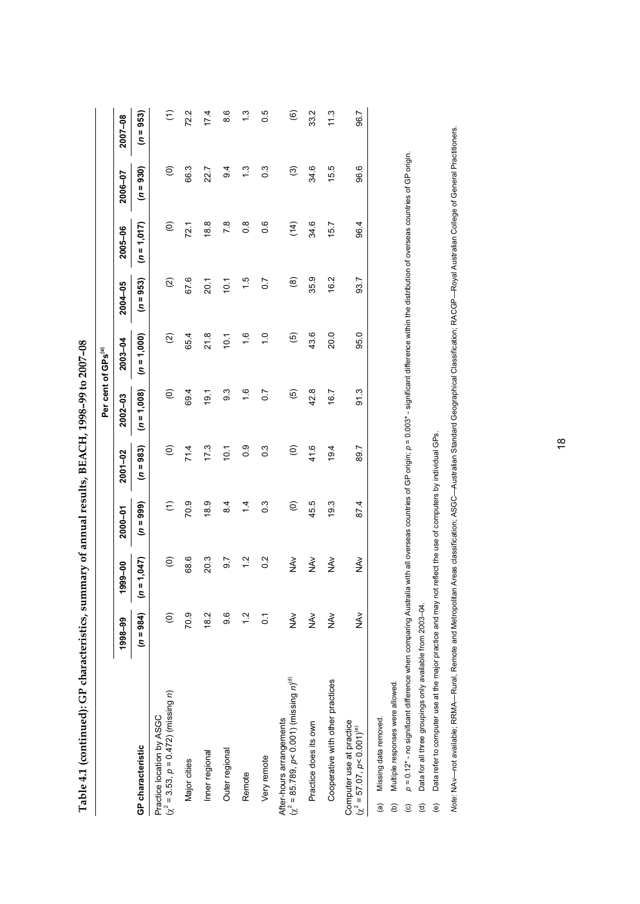**Table 4.1 (continued): GP characteristics, summary of annual results, BEACH, 1998–99 to 2007–08**

| | Per cent of GPs[(a)] | | | | | | | | | |
|---|---|---|---|---|---|---|---|---|---|---|
| **GP characteristic** | **1998–99** ($n$ = 984) | **1999–00** ($n$ = 1,047) | **2000–01** ($n$ = 999) | **2001–02** ($n$ = 983) | **2002–03** ($n$ = 1,008) | **2003–04** ($n$ = 1,000) | **2004–05** ($n$ = 953) | **2005–06** ($n$ = 1,017) | **2006–07** ($n$ = 930) | **2007–08** ($n$ = 953) |
| Practice location by ASGC ($\chi^2$ = 3.53, $p$ = 0.472) (missing $n$) | (0) | (0) | (1) | (0) | (0) | (2) | (2) | (0) | (0) | (1) |
| Major cities | 70.9 | 68.6 | 70.9 | 71.4 | 69.4 | 65.4 | 67.6 | 72.1 | 66.3 | 72.2 |
| Inner regional | 18.2 | 20.3 | 18.9 | 17.3 | 19.1 | 21.8 | 20.1 | 18.8 | 22.7 | 17.4 |
| Outer regional | 9.6 | 9.7 | 8.4 | 10.1 | 9.3 | 10.1 | 10.1 | 7.8 | 9.4 | 8.6 |
| Remote | 1.2 | 1.2 | 1.4 | 0.9 | 1.6 | 1.6 | 1.5 | 0.8 | 1.3 | 1.3 |
| Very remote | 0.1 | 0.2 | 0.3 | 0.3 | 0.7 | 1.0 | 0.7 | 0.6 | 0.3 | 0.5 |
| After-hours arrangements ($\chi^2$ = 85.789, $p$< 0.001) (missing $n$)[(d)] | NAv | NAv | (0) | (0) | (5) | (5) | (8) | (14) | (3) | (6) |
| Practice does its own | NAv | NAv | 45.5 | 41.6 | 42.8 | 43.6 | 35.9 | 34.6 | 34.6 | 33.2 |
| Cooperative with other practices | NAv | NAv | 19.3 | 19.4 | 16.7 | 20.0 | 16.2 | 15.7 | 15.5 | 11.3 |
| Computer use at practice ($\chi^2$ = 57.07, $p$< 0.001)[(e)] | NAv | NAv | 87.4 | 89.7 | 91.3 | 95.0 | 93.7 | 96.4 | 96.6 | 96.7 |

(a) Missing data removed.

(b) Multiple responses were allowed.

(c) $p$ = 0.12* - no significant difference when comparing Australia with all overseas countries of GP origin; $p$ = 0.003* - significant difference within the distribution of overseas countries of GP origin.

(d) Data for all three groupings only available from 2003–04.

(e) Data refer to computer use at the major practice and may not reflect the use of computers by individual GPs.

*Note:* NAv—not available; RRMA—Rural, Remote and Metropolitan Areas classification; ASGC—Australian Standard Geographical Classification; RACGP—Royal Australian College of General Practitioners.